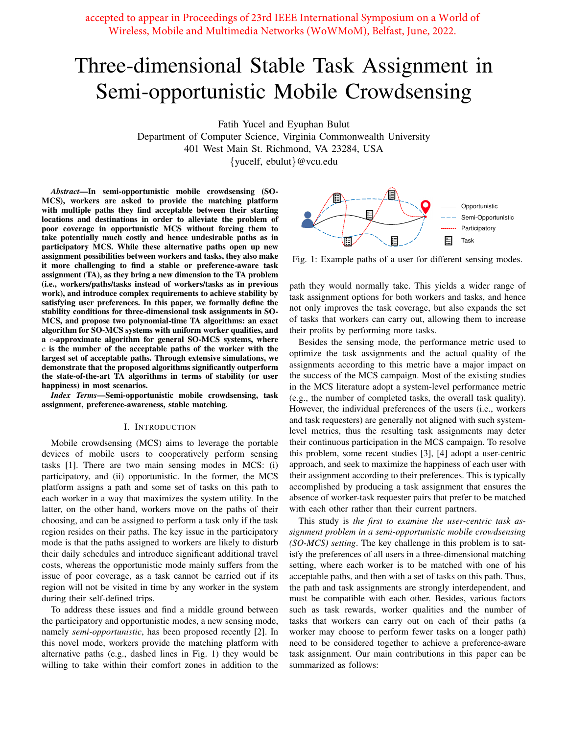accepted to appear in Proceedings of 23rd IEEE International Symposium on a World of Wireless, Mobile and Multimedia Networks (WoWMoM), Belfast, June, 2022.

# Three-dimensional Stable Task Assignment in Semi-opportunistic Mobile Crowdsensing

Fatih Yucel and Eyuphan Bulut
Department of Computer Science, Virginia Commonwealth University
401 West Main St. Richmond, VA 23284, USA
{yucelf, ebulut}@vcu.edu

***Abstract*—In semi-opportunistic mobile crowdsensing (SO-MCS), workers are asked to provide the matching platform with multiple paths they find acceptable between their starting locations and destinations in order to alleviate the problem of poor coverage in opportunistic MCS without forcing them to take potentially much costly and hence undesirable paths as in participatory MCS. While these alternative paths open up new assignment possibilities between workers and tasks, they also make it more challenging to find a stable or preference-aware task assignment (TA), as they bring a new dimension to the TA problem (i.e., workers/paths/tasks instead of workers/tasks as in previous work), and introduce complex requirements to achieve stability by satisfying user preferences. In this paper, we formally define the stability conditions for three-dimensional task assignments in SO-MCS, and propose two polynomial-time TA algorithms: an exact algorithm for SO-MCS systems with uniform worker qualities, and a $c$-approximate algorithm for general SO-MCS systems, where $c$ is the number of the acceptable paths of the worker with the largest set of acceptable paths. Through extensive simulations, we demonstrate that the proposed algorithms significantly outperform the state-of-the-art TA algorithms in terms of stability (or user happiness) in most scenarios.**

***Index Terms*—Semi-opportunistic mobile crowdsensing, task assignment, preference-awareness, stable matching.**

## I. Introduction

Mobile crowdsensing (MCS) aims to leverage the portable devices of mobile users to cooperatively perform sensing tasks [1]. There are two main sensing modes in MCS: (i) participatory, and (ii) opportunistic. In the former, the MCS platform assigns a path and some set of tasks on this path to each worker in a way that maximizes the system utility. In the latter, on the other hand, workers move on the paths of their choosing, and can be assigned to perform a task only if the task region resides on their paths. The key issue in the participatory mode is that the paths assigned to workers are likely to disturb their daily schedules and introduce significant additional travel costs, whereas the opportunistic mode mainly suffers from the issue of poor coverage, as a task cannot be carried out if its region will not be visited in time by any worker in the system during their self-defined trips.

To address these issues and find a middle ground between the participatory and opportunistic modes, a new sensing mode, namely *semi-opportunistic*, has been proposed recently [2]. In this novel mode, workers provide the matching platform with alternative paths (e.g., dashed lines in Fig. 1) they would be willing to take within their comfort zones in addition to the path they would normally take. This yields a wider range of task assignment options for both workers and tasks, and hence not only improves the task coverage, but also expands the set of tasks that workers can carry out, allowing them to increase their profits by performing more tasks.

Fig. 1: Example paths of a user for different sensing modes.

Besides the sensing mode, the performance metric used to optimize the task assignments and the actual quality of the assignments according to this metric have a major impact on the success of the MCS campaign. Most of the existing studies in the MCS literature adopt a system-level performance metric (e.g., the number of completed tasks, the overall task quality). However, the individual preferences of the users (i.e., workers and task requesters) are generally not aligned with such system-level metrics, thus the resulting task assignments may deter their continuous participation in the MCS campaign. To resolve this problem, some recent studies [3], [4] adopt a user-centric approach, and seek to maximize the happiness of each user with their assignment according to their preferences. This is typically accomplished by producing a task assignment that ensures the absence of worker-task requester pairs that prefer to be matched with each other rather than their current partners.

This study is *the first to examine the user-centric task assignment problem in a semi-opportunistic mobile crowdsensing (SO-MCS) setting*. The key challenge in this problem is to satisfy the preferences of all users in a three-dimensional matching setting, where each worker is to be matched with one of his acceptable paths, and then with a set of tasks on this path. Thus, the path and task assignments are strongly interdependent, and must be compatible with each other. Besides, various factors such as task rewards, worker qualities and the number of tasks that workers can carry out on each of their paths (a worker may choose to perform fewer tasks on a longer path) need to be considered together to achieve a preference-aware task assignment. Our main contributions in this paper can be summarized as follows: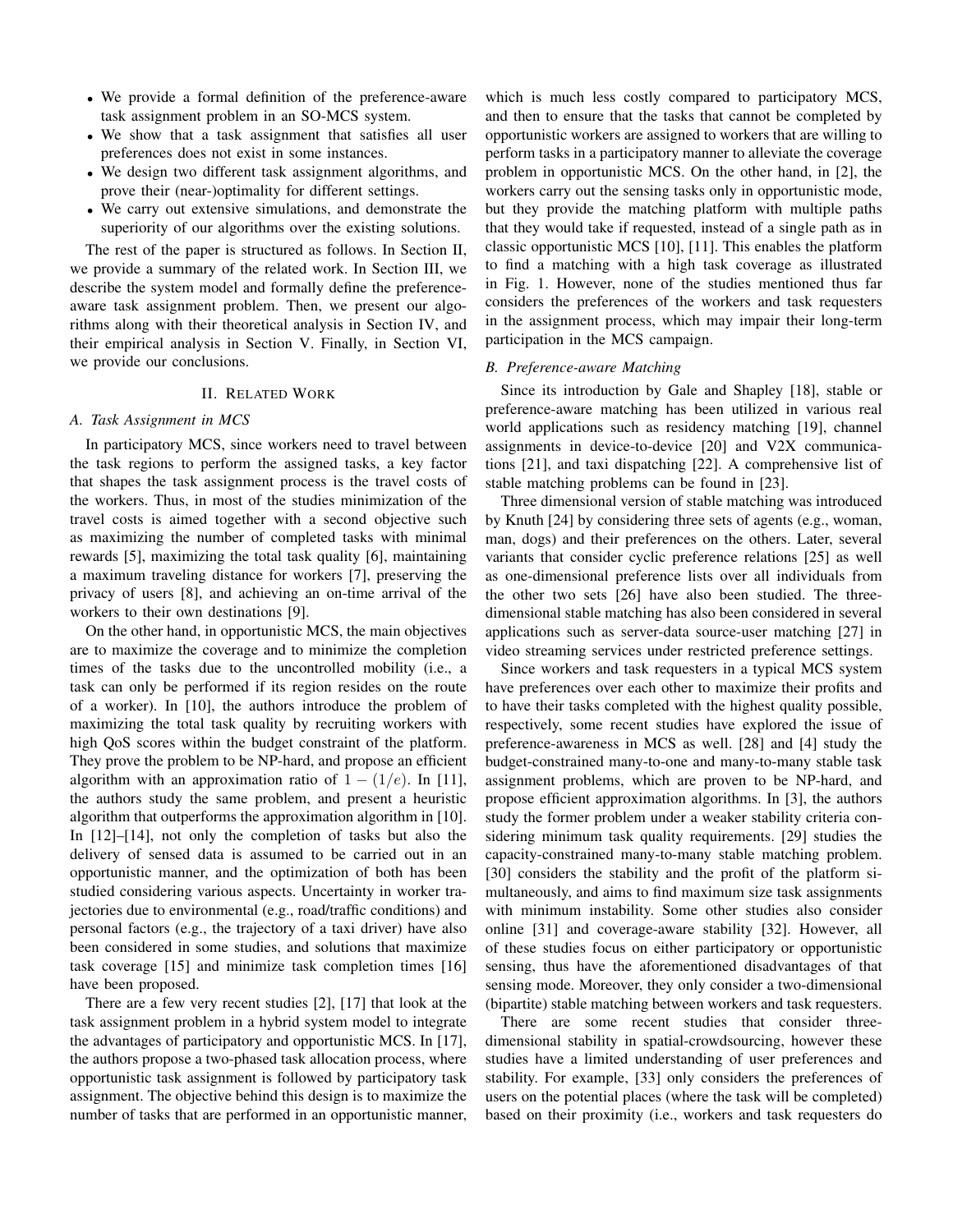- We provide a formal definition of the preference-aware task assignment problem in an SO-MCS system.
- We show that a task assignment that satisfies all user preferences does not exist in some instances.
- We design two different task assignment algorithms, and prove their (near-)optimality for different settings.
- We carry out extensive simulations, and demonstrate the superiority of our algorithms over the existing solutions.

The rest of the paper is structured as follows. In Section II, we provide a summary of the related work. In Section III, we describe the system model and formally define the preference-aware task assignment problem. Then, we present our algorithms along with their theoretical analysis in Section IV, and their empirical analysis in Section V. Finally, in Section VI, we provide our conclusions.

## II. Related Work

### A. Task Assignment in MCS

In participatory MCS, since workers need to travel between the task regions to perform the assigned tasks, a key factor that shapes the task assignment process is the travel costs of the workers. Thus, in most of the studies minimization of the travel costs is aimed together with a second objective such as maximizing the number of completed tasks with minimal rewards [5], maximizing the total task quality [6], maintaining a maximum traveling distance for workers [7], preserving the privacy of users [8], and achieving an on-time arrival of the workers to their own destinations [9].

On the other hand, in opportunistic MCS, the main objectives are to maximize the coverage and to minimize the completion times of the tasks due to the uncontrolled mobility (i.e., a task can only be performed if its region resides on the route of a worker). In [10], the authors introduce the problem of maximizing the total task quality by recruiting workers with high QoS scores within the budget constraint of the platform. They prove the problem to be NP-hard, and propose an efficient algorithm with an approximation ratio of $1-(1/e)$. In [11], the authors study the same problem, and present a heuristic algorithm that outperforms the approximation algorithm in [10]. In [12]–[14], not only the completion of tasks but also the delivery of sensed data is assumed to be carried out in an opportunistic manner, and the optimization of both has been studied considering various aspects. Uncertainty in worker trajectories due to environmental (e.g., road/traffic conditions) and personal factors (e.g., the trajectory of a taxi driver) have also been considered in some studies, and solutions that maximize task coverage [15] and minimize task completion times [16] have been proposed.

There are a few very recent studies [2], [17] that look at the task assignment problem in a hybrid system model to integrate the advantages of participatory and opportunistic MCS. In [17], the authors propose a two-phased task allocation process, where opportunistic task assignment is followed by participatory task assignment. The objective behind this design is to maximize the number of tasks that are performed in an opportunistic manner, which is much less costly compared to participatory MCS, and then to ensure that the tasks that cannot be completed by opportunistic workers are assigned to workers that are willing to perform tasks in a participatory manner to alleviate the coverage problem in opportunistic MCS. On the other hand, in [2], the workers carry out the sensing tasks only in opportunistic mode, but they provide the matching platform with multiple paths that they would take if requested, instead of a single path as in classic opportunistic MCS [10], [11]. This enables the platform to find a matching with a high task coverage as illustrated in Fig. 1. However, none of the studies mentioned thus far considers the preferences of the workers and task requesters in the assignment process, which may impair their long-term participation in the MCS campaign.

### B. Preference-aware Matching

Since its introduction by Gale and Shapley [18], stable or preference-aware matching has been utilized in various real world applications such as residency matching [19], channel assignments in device-to-device [20] and V2X communications [21], and taxi dispatching [22]. A comprehensive list of stable matching problems can be found in [23].

Three dimensional version of stable matching was introduced by Knuth [24] by considering three sets of agents (e.g., woman, man, dogs) and their preferences on the others. Later, several variants that consider cyclic preference relations [25] as well as one-dimensional preference lists over all individuals from the other two sets [26] have also been studied. The three-dimensional stable matching has also been considered in several applications such as server-data source-user matching [27] in video streaming services under restricted preference settings.

Since workers and task requesters in a typical MCS system have preferences over each other to maximize their profits and to have their tasks completed with the highest quality possible, respectively, some recent studies have explored the issue of preference-awareness in MCS as well. [28] and [4] study the budget-constrained many-to-one and many-to-many stable task assignment problems, which are proven to be NP-hard, and propose efficient approximation algorithms. In [3], the authors study the former problem under a weaker stability criteria considering minimum task quality requirements. [29] studies the capacity-constrained many-to-many stable matching problem. [30] considers the stability and the profit of the platform simultaneously, and aims to find maximum size task assignments with minimum instability. Some other studies also consider online [31] and coverage-aware stability [32]. However, all of these studies focus on either participatory or opportunistic sensing, thus have the aforementioned disadvantages of that sensing mode. Moreover, they only consider a two-dimensional (bipartite) stable matching between workers and task requesters.

There are some recent studies that consider three-dimensional stability in spatial-crowdsourcing, however these studies have a limited understanding of user preferences and stability. For example, [33] only considers the preferences of users on the potential places (where the task will be completed) based on their proximity (i.e., workers and task requesters do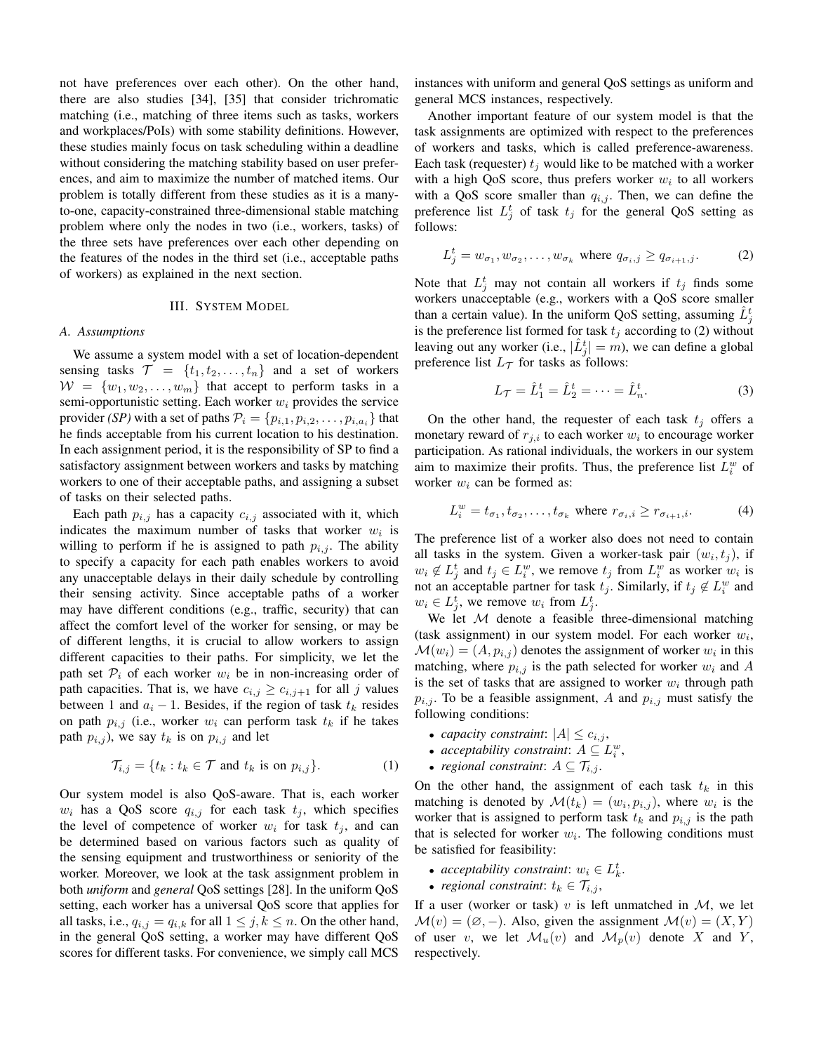not have preferences over each other). On the other hand, there are also studies [34], [35] that consider trichromatic matching (i.e., matching of three items such as tasks, workers and workplaces/PoIs) with some stability definitions. However, these studies mainly focus on task scheduling within a deadline without considering the matching stability based on user preferences, and aim to maximize the number of matched items. Our problem is totally different from these studies as it is a many-to-one, capacity-constrained three-dimensional stable matching problem where only the nodes in two (i.e., workers, tasks) of the three sets have preferences over each other depending on the features of the nodes in the third set (i.e., acceptable paths of workers) as explained in the next section.

## III. System Model

### A. Assumptions

We assume a system model with a set of location-dependent sensing tasks $\mathcal{T} = \{t_1, t_2, \ldots, t_n\}$ and a set of workers $\mathcal{W} = \{w_1, w_2, \ldots, w_m\}$ that accept to perform tasks in a semi-opportunistic setting. Each worker $w_i$ provides the service provider *(SP)* with a set of paths $\mathcal{P}_i = \{p_{i,1}, p_{i,2}, \ldots, p_{i,a_i}\}$ that he finds acceptable from his current location to his destination. In each assignment period, it is the responsibility of SP to find a satisfactory assignment between workers and tasks by matching workers to one of their acceptable paths, and assigning a subset of tasks on their selected paths.

Each path $p_{i,j}$ has a capacity $c_{i,j}$ associated with it, which indicates the maximum number of tasks that worker $w_i$ is willing to perform if he is assigned to path $p_{i,j}$. The ability to specify a capacity for each path enables workers to avoid any unacceptable delays in their daily schedule by controlling their sensing activity. Since acceptable paths of a worker may have different conditions (e.g., traffic, security) that can affect the comfort level of the worker for sensing, or may be of different lengths, it is crucial to allow workers to assign different capacities to their paths. For simplicity, we let the path set $\mathcal{P}_i$ of each worker $w_i$ be in non-increasing order of path capacities. That is, we have $c_{i,j} \geq c_{i,j+1}$ for all $j$ values between 1 and $a_i - 1$. Besides, if the region of task $t_k$ resides on path $p_{i,j}$ (i.e., worker $w_i$ can perform task $t_k$ if he takes path $p_{i,j}$), we say $t_k$ is on $p_{i,j}$ and let

$$\mathcal{T}_{i,j} = \{t_k : t_k \in \mathcal{T} \text{ and } t_k \text{ is on } p_{i,j}\}. \tag{1}$$

Our system model is also QoS-aware. That is, each worker $w_i$ has a QoS score $q_{i,j}$ for each task $t_j$, which specifies the level of competence of worker $w_i$ for task $t_j$, and can be determined based on various factors such as quality of the sensing equipment and trustworthiness or seniority of the worker. Moreover, we look at the task assignment problem in both *uniform* and *general* QoS settings [28]. In the uniform QoS setting, each worker has a universal QoS score that applies for all tasks, i.e., $q_{i,j} = q_{i,k}$ for all $1 \leq j, k \leq n$. On the other hand, in the general QoS setting, a worker may have different QoS scores for different tasks. For convenience, we simply call MCS instances with uniform and general QoS settings as uniform and general MCS instances, respectively.

Another important feature of our system model is that the task assignments are optimized with respect to the preferences of workers and tasks, which is called preference-awareness. Each task (requester) $t_j$ would like to be matched with a worker with a high QoS score, thus prefers worker $w_i$ to all workers with a QoS score smaller than $q_{i,j}$. Then, we can define the preference list $L^t_j$ of task $t_j$ for the general QoS setting as follows:

$$L^t_j = w_{\sigma_1}, w_{\sigma_2}, \ldots, w_{\sigma_k} \text{ where } q_{\sigma_i,j} \geq q_{\sigma_{i+1},j}. \tag{2}$$

Note that $L^t_j$ may not contain all workers if $t_j$ finds some workers unacceptable (e.g., workers with a QoS score smaller than a certain value). In the uniform QoS setting, assuming $\hat{L}^t_j$ is the preference list formed for task $t_j$ according to (2) without leaving out any worker (i.e., $|\hat{L}^t_j| = m$), we can define a global preference list $L_{\mathcal{T}}$ for tasks as follows:

$$L_{\mathcal{T}} = \hat{L}^t_1 = \hat{L}^t_2 = \cdots = \hat{L}^t_n. \tag{3}$$

On the other hand, the requester of each task $t_j$ offers a monetary reward of $r_{j,i}$ to each worker $w_i$ to encourage worker participation. As rational individuals, the workers in our system aim to maximize their profits. Thus, the preference list $L^w_i$ of worker $w_i$ can be formed as:

$$L^w_i = t_{\sigma_1}, t_{\sigma_2}, \ldots, t_{\sigma_k} \text{ where } r_{\sigma_i,i} \geq r_{\sigma_{i+1},i}. \tag{4}$$

The preference list of a worker also does not need to contain all tasks in the system. Given a worker-task pair $(w_i, t_j)$, if $w_i \notin L^t_j$ and $t_j \in L^w_i$, we remove $t_j$ from $L^w_i$ as worker $w_i$ is not an acceptable partner for task $t_j$. Similarly, if $t_j \notin L^w_i$ and $w_i \in L^t_j$, we remove $w_i$ from $L^t_j$.

We let $\mathcal{M}$ denote a feasible three-dimensional matching (task assignment) in our system model. For each worker $w_i$, $\mathcal{M}(w_i) = (A, p_{i,j})$ denotes the assignment of worker $w_i$ in this matching, where $p_{i,j}$ is the path selected for worker $w_i$ and $A$ is the set of tasks that are assigned to worker $w_i$ through path $p_{i,j}$. To be a feasible assignment, $A$ and $p_{i,j}$ must satisfy the following conditions:

- *capacity constraint*: $|A| \leq c_{i,j}$,
- *acceptability constraint*: $A \subseteq L^w_i$,
- *regional constraint*: $A \subseteq \mathcal{T}_{i,j}$.

On the other hand, the assignment of each task $t_k$ in this matching is denoted by $\mathcal{M}(t_k) = (w_i, p_{i,j})$, where $w_i$ is the worker that is assigned to perform task $t_k$ and $p_{i,j}$ is the path that is selected for worker $w_i$. The following conditions must be satisfied for feasibility:

- *acceptability constraint*: $w_i \in L^t_k$.
- *regional constraint*: $t_k \in \mathcal{T}_{i,j}$,

If a user (worker or task) $v$ is left unmatched in $\mathcal{M}$, we let $\mathcal{M}(v) = (\varnothing, -)$. Also, given the assignment $\mathcal{M}(v) = (X, Y)$ of user $v$, we let $\mathcal{M}_u(v)$ and $\mathcal{M}_p(v)$ denote $X$ and $Y$, respectively.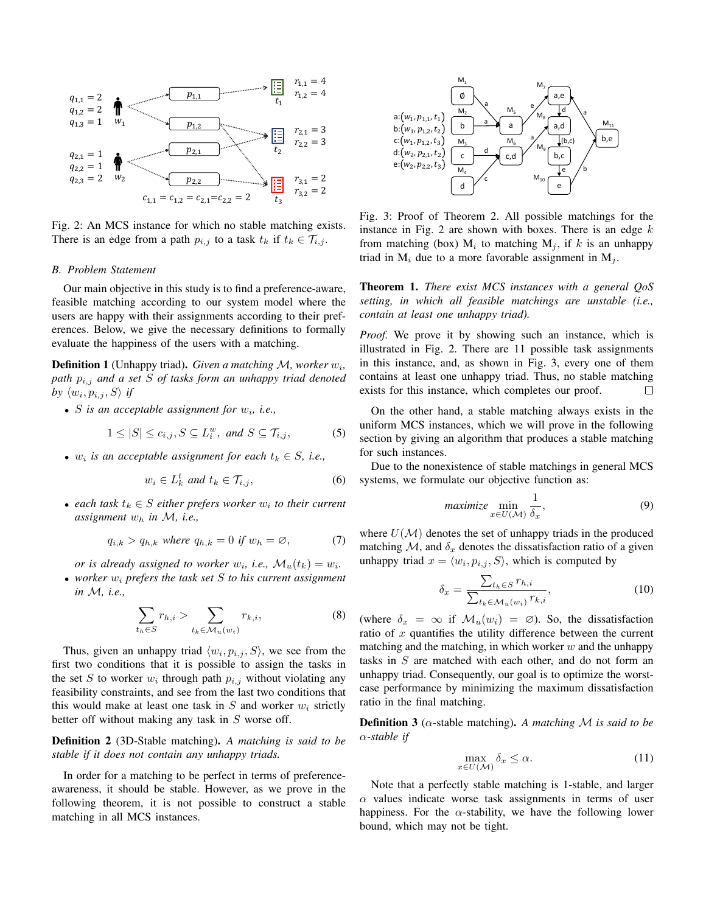Fig. 2: An MCS instance for which no stable matching exists. There is an edge from a path $p_{i,j}$ to a task $t_k$ if $t_k \in \mathcal{T}_{i,j}$.

### B. Problem Statement

Our main objective in this study is to find a preference-aware, feasible matching according to our system model where the users are happy with their assignments according to their preferences. Below, we give the necessary definitions to formally evaluate the happiness of the users with a matching.

**Definition 1** (Unhappy triad). *Given a matching $\mathcal{M}$, worker $w_i$, path $p_{i,j}$ and a set $S$ of tasks form an unhappy triad denoted by $\langle w_i, p_{i,j}, S\rangle$ if*

- *$S$ is an acceptable assignment for $w_i$, i.e.,*

$$1 \leq |S| \leq c_{i,j}, S \subseteq L_i^w, \text{ and } S \subseteq \mathcal{T}_{i,j}, \tag{5}$$

- *$w_i$ is an acceptable assignment for each $t_k \in S$, i.e.,*

$$w_i \in L_k^t \text{ and } t_k \in \mathcal{T}_{i,j}, \tag{6}$$

- *each task $t_k \in S$ either prefers worker $w_i$ to their current assignment $w_h$ in $\mathcal{M}$, i.e.,*

$$q_{i,k} > q_{h,k} \text{ where } q_{h,k} = 0 \text{ if } w_h = \varnothing, \tag{7}$$

*or is already assigned to worker $w_i$, i.e., $\mathcal{M}_u(t_k) = w_i$.*

- *worker $w_i$ prefers the task set $S$ to his current assignment in $\mathcal{M}$, i.e.,*

$$\sum_{t_h \in S} r_{h,i} > \sum_{t_k \in \mathcal{M}_u(w_i)} r_{k,i}, \tag{8}$$

Thus, given an unhappy triad $\langle w_i, p_{i,j}, S\rangle$, we see from the first two conditions that it is possible to assign the tasks in the set $S$ to worker $w_i$ through path $p_{i,j}$ without violating any feasibility constraints, and see from the last two conditions that this would make at least one task in $S$ and worker $w_i$ strictly better off without making any task in $S$ worse off.

**Definition 2** (3D-Stable matching). *A matching is said to be stable if it does not contain any unhappy triads.*

In order for a matching to be perfect in terms of preference-awareness, it should be stable. However, as we prove in the following theorem, it is not possible to construct a stable matching in all MCS instances.

Fig. 3: Proof of Theorem 2. All possible matchings for the instance in Fig. 2 are shown with boxes. There is an edge $k$ from matching (box) $\text{M}_i$ to matching $\text{M}_j$, if $k$ is an unhappy triad in $\text{M}_i$ due to a more favorable assignment in $\text{M}_j$.

**Theorem 1.** *There exist MCS instances with a general QoS setting, in which all feasible matchings are unstable (i.e., contain at least one unhappy triad).*

*Proof.* We prove it by showing such an instance, which is illustrated in Fig. 2. There are 11 possible task assignments in this instance, and, as shown in Fig. 3, every one of them contains at least one unhappy triad. Thus, no stable matching exists for this instance, which completes our proof. □

On the other hand, a stable matching always exists in the uniform MCS instances, which we will prove in the following section by giving an algorithm that produces a stable matching for such instances.

Due to the nonexistence of stable matchings in general MCS systems, we formulate our objective function as:

$$\textit{maximize} \min_{x \in U(\mathcal{M})} \frac{1}{\delta_x}, \tag{9}$$

where $U(\mathcal{M})$ denotes the set of unhappy triads in the produced matching $\mathcal{M}$, and $\delta_x$ denotes the dissatisfaction ratio of a given unhappy triad $x = \langle w_i, p_{i,j}, S\rangle$, which is computed by

$$\delta_x = \frac{\sum_{t_h \in S} r_{h,i}}{\sum_{t_k \in \mathcal{M}_u(w_i)} r_{k,i}}, \tag{10}$$

(where $\delta_x = \infty$ if $\mathcal{M}_u(w_i) = \varnothing$). So, the dissatisfaction ratio of $x$ quantifies the utility difference between the current matching and the matching, in which worker $w$ and the unhappy tasks in $S$ are matched with each other, and do not form an unhappy triad. Consequently, our goal is to optimize the worst-case performance by minimizing the maximum dissatisfaction ratio in the final matching.

**Definition 3** ($\alpha$-stable matching). *A matching $\mathcal{M}$ is said to be $\alpha$-stable if*

$$\max_{x \in U(\mathcal{M})} \delta_x \leq \alpha. \tag{11}$$

Note that a perfectly stable matching is 1-stable, and larger $\alpha$ values indicate worse task assignments in terms of user happiness. For the $\alpha$-stability, we have the following lower bound, which may not be tight.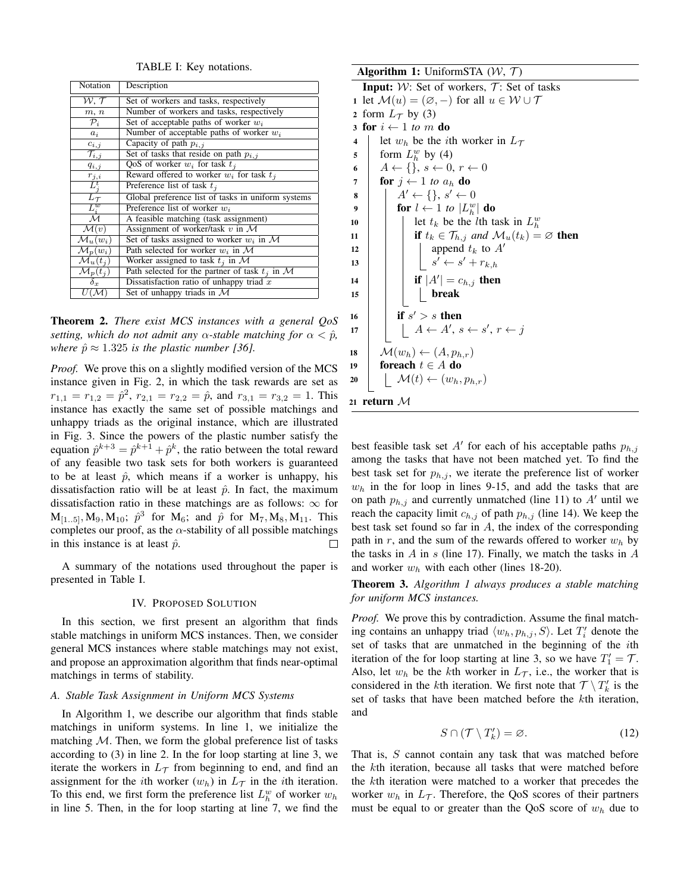TABLE I: Key notations.

| Notation | Description |
|---|---|
| $\mathcal{W}$, $\mathcal{T}$ | Set of workers and tasks, respectively |
| $m$, $n$ | Number of workers and tasks, respectively |
| $\mathcal{P}_i$ | Set of acceptable paths of worker $w_i$ |
| $a_i$ | Number of acceptable paths of worker $w_i$ |
| $c_{i,j}$ | Capacity of path $p_{i,j}$ |
| $\mathcal{T}_{i,j}$ | Set of tasks that reside on path $p_{i,j}$ |
| $q_{i,j}$ | QoS of worker $w_i$ for task $t_j$ |
| $r_{j,i}$ | Reward offered to worker $w_i$ for task $t_j$ |
| $L^t_j$ | Preference list of task $t_j$ |
| $L_{\mathcal{T}}$ | Global preference list of tasks in uniform systems |
| $L^w_i$ | Preference list of worker $w_i$ |
| $\mathcal{M}$ | A feasible matching (task assignment) |
| $\mathcal{M}(v)$ | Assignment of worker/task $v$ in $\mathcal{M}$ |
| $\mathcal{M}_u(w_i)$ | Set of tasks assigned to worker $w_i$ in $\mathcal{M}$ |
| $\mathcal{M}_p(w_i)$ | Path selected for worker $w_i$ in $\mathcal{M}$ |
| $\mathcal{M}_u(t_j)$ | Worker assigned to task $t_j$ in $\mathcal{M}$ |
| $\mathcal{M}_p(t_j)$ | Path selected for the partner of task $t_j$ in $\mathcal{M}$ |
| $\delta_x$ | Dissatisfaction ratio of unhappy triad $x$ |
| $U(\mathcal{M})$ | Set of unhappy triads in $\mathcal{M}$ |

**Theorem 2.** *There exist MCS instances with a general QoS setting, which do not admit any $\alpha$-stable matching for $\alpha < \hat{p}$, where $\hat{p} \approx 1.325$ is the plastic number [36].*

*Proof.* We prove this on a slightly modified version of the MCS instance given in Fig. 2, in which the task rewards are set as $r_{1,1} = r_{1,2} = \hat{p}^2$, $r_{2,1} = r_{2,2} = \hat{p}$, and $r_{3,1} = r_{3,2} = 1$. This instance has exactly the same set of possible matchings and unhappy triads as the original instance, which are illustrated in Fig. 3. Since the powers of the plastic number satisfy the equation $\hat{p}^{k+3} = \hat{p}^{k+1} + \hat{p}^k$, the ratio between the total reward of any feasible two task sets for both workers is guaranteed to be at least $\hat{p}$, which means if a worker is unhappy, his dissatisfaction ratio will be at least $\hat{p}$. In fact, the maximum dissatisfaction ratio in these matchings are as follows: $\infty$ for $\mathrm{M}_{[1..5]}, \mathrm{M}_9, \mathrm{M}_{10}$; $\hat{p}^3$ for $\mathrm{M}_6$; and $\hat{p}$ for $\mathrm{M}_7, \mathrm{M}_8, \mathrm{M}_{11}$. This completes our proof, as the $\alpha$-stability of all possible matchings in this instance is at least $\hat{p}$. □

A summary of the notations used throughout the paper is presented in Table I.

## IV. Proposed Solution

In this section, we first present an algorithm that finds stable matchings in uniform MCS instances. Then, we consider general MCS instances where stable matchings may not exist, and propose an approximation algorithm that finds near-optimal matchings in terms of stability.

### A. Stable Task Assignment in Uniform MCS Systems

In Algorithm 1, we describe our algorithm that finds stable matchings in uniform systems. In line 1, we initialize the matching $\mathcal{M}$. Then, we form the global preference list of tasks according to (3) in line 2. In the for loop starting at line 3, we iterate the workers in $L_{\mathcal{T}}$ from beginning to end, and find an assignment for the $i$th worker ($w_h$) in $L_{\mathcal{T}}$ in the $i$th iteration. To this end, we first form the preference list $L^w_h$ of worker $w_h$ in line 5. Then, in the for loop starting at line 7, we find the best feasible task set $A'$ for each of his acceptable paths $p_{h,j}$ among the tasks that have not been matched yet. To find the best task set for $p_{h,j}$, we iterate the preference list of worker $w_h$ in the for loop in lines 9-15, and add the tasks that are on path $p_{h,j}$ and currently unmatched (line 11) to $A'$ until we reach the capacity limit $c_{h,j}$ of path $p_{h,j}$ (line 14). We keep the best task set found so far in $A$, the index of the corresponding path in $r$, and the sum of the rewards offered to worker $w_h$ by the tasks in $A$ in $s$ (line 17). Finally, we match the tasks in $A$ and worker $w_h$ with each other (lines 18-20).

**Algorithm 1:** UniformSTA ($\mathcal{W}$, $\mathcal{T}$)

```
Input: W: Set of workers, T: Set of tasks
1  let M(u) = (∅, −) for all u ∈ W ∪ T
2  form L_T by (3)
3  for i ← 1 to m do
4      let w_h be the ith worker in L_T
5      form L^w_h by (4)
6      A ← {}, s ← 0, r ← 0
7      for j ← 1 to a_h do
8          A' ← {}, s' ← 0
9          for l ← 1 to |L^w_h| do
10             let t_k be the lth task in L^w_h
11             if t_k ∈ T_{h,j} and M_u(t_k) = ∅ then
12                 append t_k to A'
13                 s' ← s' + r_{k,h}
14             if |A'| = c_{h,j} then
15                 break
16         if s' > s then
17             A ← A', s ← s', r ← j
18     M(w_h) ← (A, p_{h,r})
19     foreach t ∈ A do
20         M(t) ← (w_h, p_{h,r})
21 return M
```

**Theorem 3.** *Algorithm 1 always produces a stable matching for uniform MCS instances.*

*Proof.* We prove this by contradiction. Assume the final matching contains an unhappy triad $\langle w_h, p_{h,j}, S\rangle$. Let $T'_i$ denote the set of tasks that are unmatched in the beginning of the $i$th iteration of the for loop starting at line 3, so we have $T'_1 = \mathcal{T}$. Also, let $w_h$ be the $k$th worker in $L_{\mathcal{T}}$, i.e., the worker that is considered in the $k$th iteration. We first note that $\mathcal{T} \setminus T'_k$ is the set of tasks that have been matched before the $k$th iteration, and

$$S \cap (\mathcal{T} \setminus T'_k) = \varnothing. \tag{12}$$

That is, $S$ cannot contain any task that was matched before the $k$th iteration, because all tasks that were matched before the $k$th iteration were matched to a worker that precedes the worker $w_h$ in $L_{\mathcal{T}}$. Therefore, the QoS scores of their partners must be equal to or greater than the QoS score of $w_h$ due to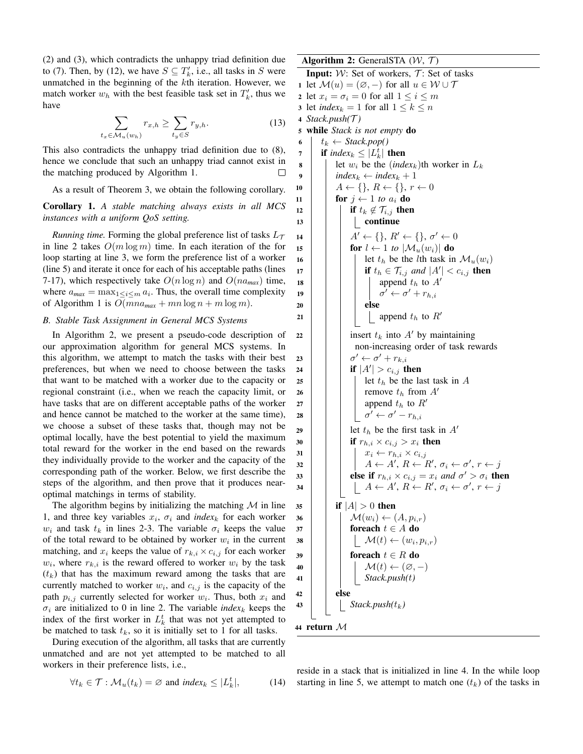(2) and (3), which contradicts the unhappy triad definition due to (7). Then, by (12), we have $S \subseteq T'_k$, i.e., all tasks in $S$ were unmatched in the beginning of the $k$th iteration. However, we match worker $w_h$ with the best feasible task set in $T'_k$, thus we have

$$\sum_{t_x \in \mathcal{M}_u(w_h)} r_{x,h} \geq \sum_{t_y \in S} r_{y,h}. \tag{13}$$

This also contradicts the unhappy triad definition due to (8), hence we conclude that such an unhappy triad cannot exist in the matching produced by Algorithm 1. □

As a result of Theorem 3, we obtain the following corollary.

**Corollary 1.** *A stable matching always exists in all MCS instances with a uniform QoS setting.*

*Running time.* Forming the global preference list of tasks $L_{\mathcal{T}}$ in line 2 takes $O(m \log m)$ time. In each iteration of the for loop starting at line 3, we form the preference list of a worker (line 5) and iterate it once for each of his acceptable paths (lines 7-17), which respectively take $O(n \log n)$ and $O(na_{max})$ time, where $a_{max} = \max_{1 \leq i \leq m} a_i$. Thus, the overall time complexity of Algorithm 1 is $O(mna_{max} + mn \log n + m \log m)$.

### B. Stable Task Assignment in General MCS Systems

In Algorithm 2, we present a pseudo-code description of our approximation algorithm for general MCS systems. In this algorithm, we attempt to match the tasks with their best preferences, but when we need to choose between the tasks that want to be matched with a worker due to the capacity or regional constraint (i.e., when we reach the capacity limit, or have tasks that are on different acceptable paths of the worker and hence cannot be matched to the worker at the same time), we choose a subset of these tasks that, though may not be optimal locally, have the best potential to yield the maximum total reward for the worker in the end based on the rewards they individually provide to the worker and the capacity of the corresponding path of the worker. Below, we first describe the steps of the algorithm, and then prove that it produces near-optimal matchings in terms of stability.

The algorithm begins by initializing the matching $\mathcal{M}$ in line 1, and three key variables $x_i$, $\sigma_i$ and $index_k$ for each worker $w_i$ and task $t_k$ in lines 2-3. The variable $\sigma_i$ keeps the value of the total reward to be obtained by worker $w_i$ in the current matching, and $x_i$ keeps the value of $r_{k,i} \times c_{i,j}$ for each worker $w_i$, where $r_{k,i}$ is the reward offered to worker $w_i$ by the task ($t_k$) that has the maximum reward among the tasks that are currently matched to worker $w_i$, and $c_{i,j}$ is the capacity of the path $p_{i,j}$ currently selected for worker $w_i$. Thus, both $x_i$ and $\sigma_i$ are initialized to 0 in line 2. The variable $index_k$ keeps the index of the first worker in $L^t_k$ that was not yet attempted to be matched to task $t_k$, so it is initially set to 1 for all tasks.

During execution of the algorithm, all tasks that are currently unmatched and are not yet attempted to be matched to all workers in their preference lists, i.e.,

$$\forall t_k \in \mathcal{T} : \mathcal{M}_u(t_k) = \varnothing \text{ and } index_k \leq |L^t_k|, \tag{14}$$

reside in a stack that is initialized in line 4. In the while loop starting in line 5, we attempt to match one ($t_k$) of the tasks in

**Algorithm 2:** GeneralSTA ($\mathcal{W}$, $\mathcal{T}$)

```
   Input: W: Set of workers, T: Set of tasks
 1 let M(u) = (∅, −) for all u ∈ W ∪ T
 2 let x_i = σ_i = 0 for all 1 ≤ i ≤ m
 3 let index_k = 1 for all 1 ≤ k ≤ n
 4 Stack.push(T)
 5 while Stack is not empty do
 6     t_k ← Stack.pop()
 7     if index_k ≤ |L^t_k| then
 8         let w_i be the (index_k)th worker in L_k
 9         index_k ← index_k + 1
10         A ← {}, R ← {}, r ← 0
11         for j ← 1 to a_i do
12             if t_k ∉ T_{i,j} then
13                 continue
14             A' ← {}, R' ← {}, σ' ← 0
15             for l ← 1 to |M_u(w_i)| do
16                 let t_h be the lth task in M_u(w_i)
17                 if t_h ∈ T_{i,j} and |A'| < c_{i,j} then
18                     append t_h to A'
19                     σ' ← σ' + r_{h,i}
20                 else
21                     append t_h to R'
22             insert t_k into A' by maintaining
                 non-increasing order of task rewards
23             σ' ← σ' + r_{k,i}
24             if |A'| > c_{i,j} then
25                 let t_h be the last task in A
26                 remove t_h from A'
27                 append t_h to R'
28                 σ' ← σ' − r_{h,i}
29             let t_h be the first task in A'
30             if r_{h,i} × c_{i,j} > x_i then
31                 x_i ← r_{h,i} × c_{i,j}
32                 A ← A', R ← R', σ_i ← σ', r ← j
33             else if r_{h,i} × c_{i,j} = x_i and σ' > σ_i then
34                 A ← A', R ← R', σ_i ← σ', r ← j
35         if |A| > 0 then
36             M(w_i) ← (A, p_{i,r})
37             foreach t ∈ A do
38                 M(t) ← (w_i, p_{i,r})
39             foreach t ∈ R do
40                 M(t) ← (∅, −)
41                 Stack.push(t)
42         else
43             Stack.push(t_k)
44 return M
```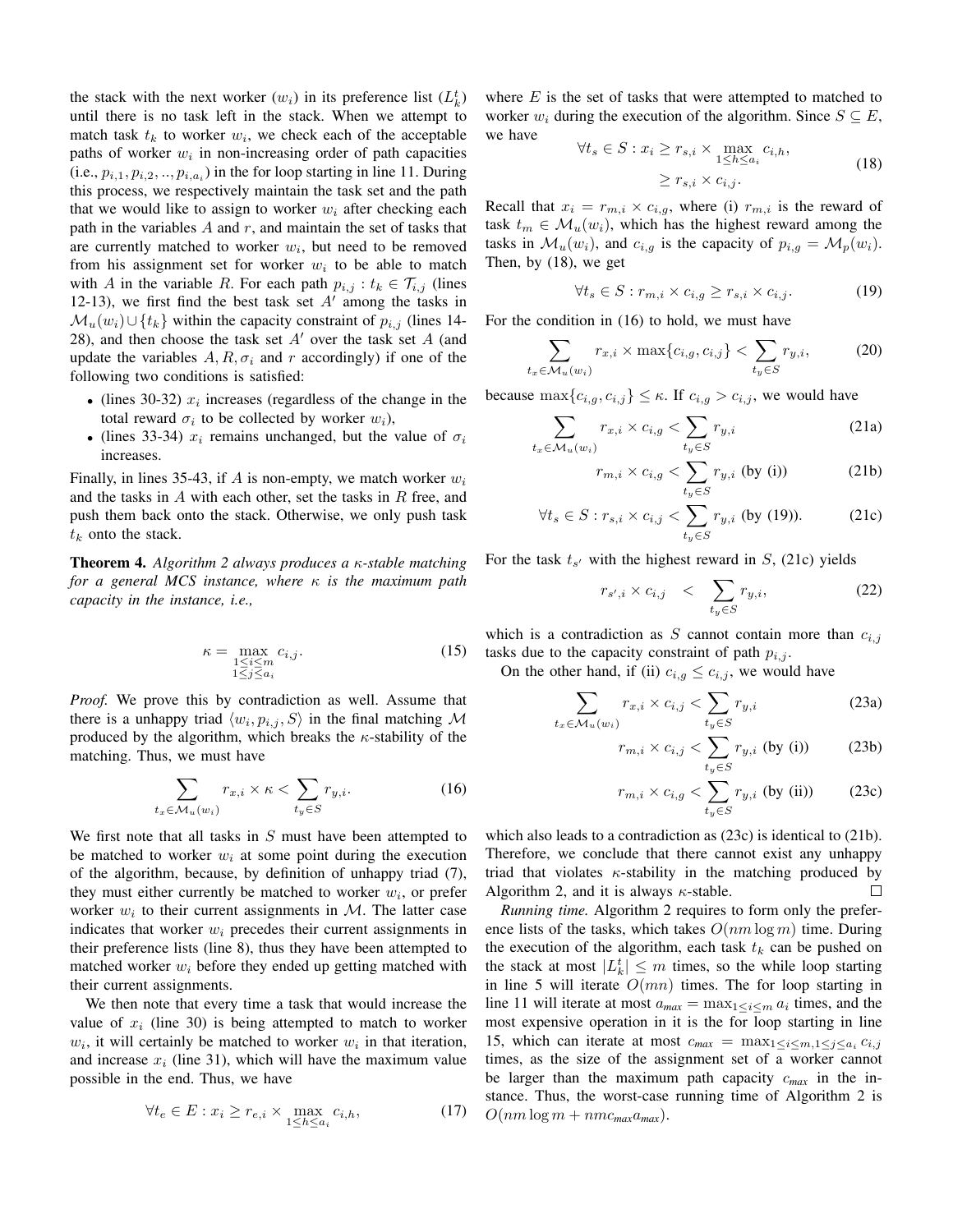the stack with the next worker ($w_i$) in its preference list ($L_k^t$) until there is no task left in the stack. When we attempt to match task $t_k$ to worker $w_i$, we check each of the acceptable paths of worker $w_i$ in non-increasing order of path capacities (i.e., $p_{i,1}, p_{i,2}, .., p_{i,a_i}$) in the for loop starting in line 11. During this process, we respectively maintain the task set and the path that we would like to assign to worker $w_i$ after checking each path in the variables $A$ and $r$, and maintain the set of tasks that are currently matched to worker $w_i$, but need to be removed from his assignment set for worker $w_i$ to be able to match with $A$ in the variable $R$. For each path $p_{i,j} : t_k \in \mathcal{T}_{i,j}$ (lines 12-13), we first find the best task set $A'$ among the tasks in $\mathcal{M}_u(w_i) \cup \{t_k\}$ within the capacity constraint of $p_{i,j}$ (lines 14-28), and then choose the task set $A'$ over the task set $A$ (and update the variables $A, R, \sigma_i$ and $r$ accordingly) if one of the following two conditions is satisfied:

- (lines 30-32) $x_i$ increases (regardless of the change in the total reward $\sigma_i$ to be collected by worker $w_i$),
- (lines 33-34) $x_i$ remains unchanged, but the value of $\sigma_i$ increases.

Finally, in lines 35-43, if $A$ is non-empty, we match worker $w_i$ and the tasks in $A$ with each other, set the tasks in $R$ free, and push them back onto the stack. Otherwise, we only push task $t_k$ onto the stack.

**Theorem 4.** *Algorithm 2 always produces a $\kappa$-stable matching for a general MCS instance, where $\kappa$ is the maximum path capacity in the instance, i.e.,*

$$\kappa = \max_{\substack{1 \le i \le m \\ 1 \le j \le a_i}} c_{i,j}. \tag{15}$$

*Proof.* We prove this by contradiction as well. Assume that there is a unhappy triad $\langle w_i, p_{i,j}, S \rangle$ in the final matching $\mathcal{M}$ produced by the algorithm, which breaks the $\kappa$-stability of the matching. Thus, we must have

$$\sum_{t_x \in \mathcal{M}_u(w_i)} r_{x,i} \times \kappa < \sum_{t_y \in S} r_{y,i}. \tag{16}$$

We first note that all tasks in $S$ must have been attempted to be matched to worker $w_i$ at some point during the execution of the algorithm, because, by definition of unhappy triad (7), they must either currently be matched to worker $w_i$, or prefer worker $w_i$ to their current assignments in $\mathcal{M}$. The latter case indicates that worker $w_i$ precedes their current assignments in their preference lists (line 8), thus they have been attempted to matched worker $w_i$ before they ended up getting matched with their current assignments.

We then note that every time a task that would increase the value of $x_i$ (line 30) is being attempted to match to worker $w_i$, it will certainly be matched to worker $w_i$ in that iteration, and increase $x_i$ (line 31), which will have the maximum value possible in the end. Thus, we have

$$\forall t_e \in E : x_i \ge r_{e,i} \times \max_{1 \le h \le a_i} c_{i,h}, \tag{17}$$

where $E$ is the set of tasks that were attempted to matched to worker $w_i$ during the execution of the algorithm. Since $S \subseteq E$, we have

$$\begin{aligned} \forall t_s \in S : x_i &\ge r_{s,i} \times \max_{1 \le h \le a_i} c_{i,h}, \\ &\ge r_{s,i} \times c_{i,j}. \end{aligned} \tag{18}$$

Recall that $x_i = r_{m,i} \times c_{i,g}$, where (i) $r_{m,i}$ is the reward of task $t_m \in \mathcal{M}_u(w_i)$, which has the highest reward among the tasks in $\mathcal{M}_u(w_i)$, and $c_{i,g}$ is the capacity of $p_{i,g} = \mathcal{M}_p(w_i)$. Then, by (18), we get

$$\forall t_s \in S : r_{m,i} \times c_{i,g} \ge r_{s,i} \times c_{i,j}. \tag{19}$$

For the condition in (16) to hold, we must have

$$\sum_{t_x \in \mathcal{M}_u(w_i)} r_{x,i} \times \max\{c_{i,g}, c_{i,j}\} < \sum_{t_y \in S} r_{y,i}, \tag{20}$$

because $\max\{c_{i,g}, c_{i,j}\} \le \kappa$. If $c_{i,g} > c_{i,j}$, we would have

$$\sum_{t_x \in \mathcal{M}_u(w_i)} r_{x,i} \times c_{i,g} < \sum_{t_y \in S} r_{y,i} \tag{21a}$$

$$r_{m,i} \times c_{i,g} < \sum_{t_y \in S} r_{y,i} \text{ (by (i))} \tag{21b}$$

$$\forall t_s \in S : r_{s,i} \times c_{i,j} < \sum_{t_y \in S} r_{y,i} \text{ (by (19))}. \tag{21c}$$

For the task $t_{s'}$ with the highest reward in $S$, (21c) yields

$$r_{s',i} \times c_{i,j} \quad < \quad \sum_{t_y \in S} r_{y,i}, \tag{22}$$

which is a contradiction as $S$ cannot contain more than $c_{i,j}$ tasks due to the capacity constraint of path $p_{i,j}$.

On the other hand, if (ii) $c_{i,g} \le c_{i,j}$, we would have

$$\sum_{t_x \in \mathcal{M}_u(w_i)} r_{x,i} \times c_{i,j} < \sum_{t_y \in S} r_{y,i} \tag{23a}$$

$$r_{m,i} \times c_{i,j} < \sum_{t_y \in S} r_{y,i} \text{ (by (i))} \tag{23b}$$

$$r_{m,i} \times c_{i,g} < \sum_{t_y \in S} r_{y,i} \text{ (by (ii))} \tag{23c}$$

which also leads to a contradiction as (23c) is identical to (21b). Therefore, we conclude that there cannot exist any unhappy triad that violates $\kappa$-stability in the matching produced by Algorithm 2, and it is always $\kappa$-stable. ∎

*Running time.* Algorithm 2 requires to form only the preference lists of the tasks, which takes $O(nm \log m)$ time. During the execution of the algorithm, each task $t_k$ can be pushed on the stack at most $|L_k^t| \le m$ times, so the while loop starting in line 5 will iterate $O(mn)$ times. The for loop starting in line 11 will iterate at most $a_{max} = \max_{1 \le i \le m} a_i$ times, and the most expensive operation in it is the for loop starting in line 15, which can iterate at most $c_{max} = \max_{1 \le i \le m, 1 \le j \le a_i} c_{i,j}$ times, as the size of the assignment set of a worker cannot be larger than the maximum path capacity $c_{max}$ in the instance. Thus, the worst-case running time of Algorithm 2 is $O(nm \log m + nmc_{max}a_{max})$.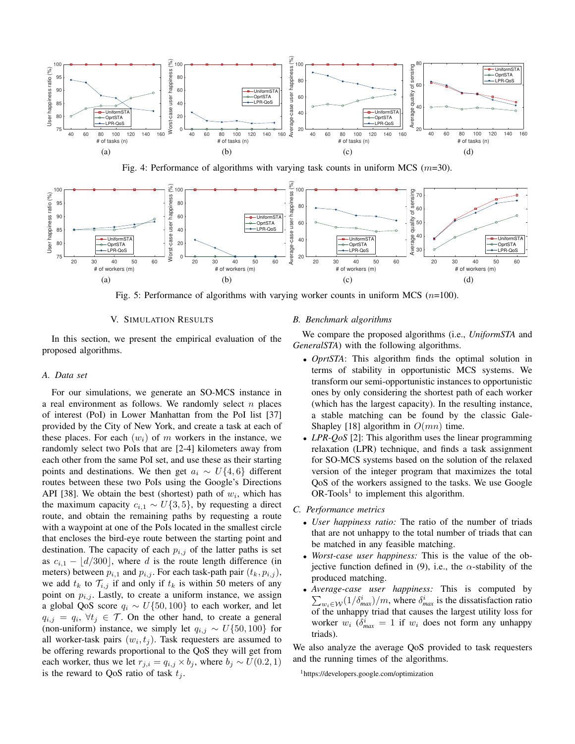Fig. 4: Performance of algorithms with varying task counts in uniform MCS ($m$=30).

Fig. 5: Performance of algorithms with varying worker counts in uniform MCS ($n$=100).

## V. Simulation Results

In this section, we present the empirical evaluation of the proposed algorithms.

### A. Data set

For our simulations, we generate an SO-MCS instance in a real environment as follows. We randomly select $n$ places of interest (PoI) in Lower Manhattan from the PoI list [37] provided by the City of New York, and create a task at each of these places. For each $(w_i)$ of $m$ workers in the instance, we randomly select two PoIs that are [2-4] kilometers away from each other from the same PoI set, and use these as their starting points and destinations. We then get $a_i \sim U\{4, 6\}$ different routes between these two PoIs using the Google's Directions API [38]. We obtain the best (shortest) path of $w_i$, which has the maximum capacity $c_{i,1} \sim U\{3, 5\}$, by requesting a direct route, and obtain the remaining paths by requesting a route with a waypoint at one of the PoIs located in the smallest circle that encloses the bird-eye route between the starting point and destination. The capacity of each $p_{i,j}$ of the latter paths is set as $c_{i,1} - \lfloor d/300 \rfloor$, where $d$ is the route length difference (in meters) between $p_{i,1}$ and $p_{i,j}$. For each task-path pair $(t_k, p_{i,j})$, we add $t_k$ to $\mathcal{T}_{i,j}$ if and only if $t_k$ is within 50 meters of any point on $p_{i,j}$. Lastly, to create a uniform instance, we assign a global QoS score $q_i \sim U\{50, 100\}$ to each worker, and let $q_{i,j} = q_i$, $\forall t_j \in \mathcal{T}$. On the other hand, to create a general (non-uniform) instance, we simply let $q_{i,j} \sim U\{50, 100\}$ for all worker-task pairs $(w_i, t_j)$. Task requesters are assumed to be offering rewards proportional to the QoS they will get from each worker, thus we let $r_{j,i} = q_{i,j} \times b_j$, where $b_j \sim U(0.2, 1)$ is the reward to QoS ratio of task $t_j$.

### B. Benchmark algorithms

We compare the proposed algorithms (i.e., *UniformSTA* and *GeneralSTA*) with the following algorithms.

- *OprtSTA*: This algorithm finds the optimal solution in terms of stability in opportunistic MCS systems. We transform our semi-opportunistic instances to opportunistic ones by only considering the shortest path of each worker (which has the largest capacity). In the resulting instance, a stable matching can be found by the classic Gale-Shapley [18] algorithm in $O(mn)$ time.
- *LPR-QoS* [2]: This algorithm uses the linear programming relaxation (LPR) technique, and finds a task assignment for SO-MCS systems based on the solution of the relaxed version of the integer program that maximizes the total QoS of the workers assigned to the tasks. We use Google OR-Tools[1] to implement this algorithm.

### C. Performance metrics

- *User happiness ratio:* The ratio of the number of triads that are not unhappy to the total number of triads that can be matched in any feasible matching.
- *Worst-case user happiness:* This is the value of the objective function defined in (9), i.e., the $\alpha$-stability of the produced matching.
- *Average-case user happiness:* This is computed by $\sum_{w_i \in \mathcal{W}} (1/\delta^i_{max})/m$, where $\delta^i_{max}$ is the dissatisfaction ratio of the unhappy triad that causes the largest utility loss for worker $w_i$ ($\delta^i_{max} = 1$ if $w_i$ does not form any unhappy triads).

We also analyze the average QoS provided to task requesters and the running times of the algorithms.

[1] https://developers.google.com/optimization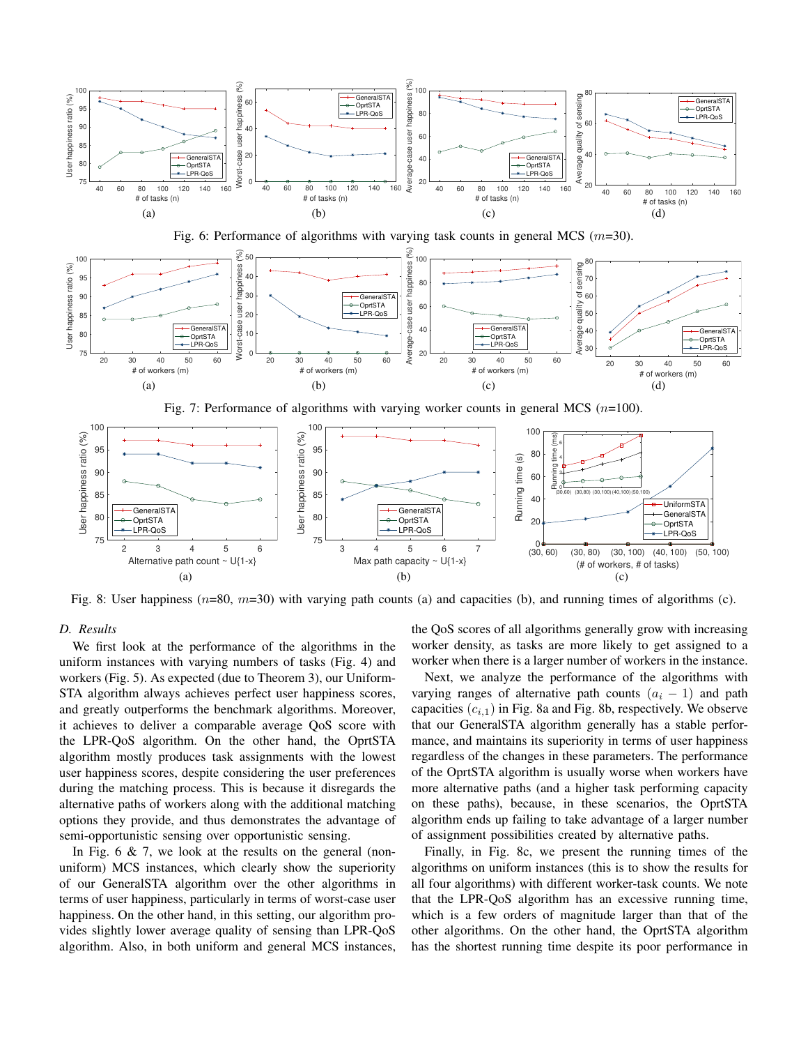Fig. 6: Performance of algorithms with varying task counts in general MCS ($m$=30).

Fig. 7: Performance of algorithms with varying worker counts in general MCS ($n$=100).

Fig. 8: User happiness ($n$=80, $m$=30) with varying path counts (a) and capacities (b), and running times of algorithms (c).

### D. Results

We first look at the performance of the algorithms in the uniform instances with varying numbers of tasks (Fig. 4) and workers (Fig. 5). As expected (due to Theorem 3), our Uniform-STA algorithm always achieves perfect user happiness scores, and greatly outperforms the benchmark algorithms. Moreover, it achieves to deliver a comparable average QoS score with the LPR-QoS algorithm. On the other hand, the OprtSTA algorithm mostly produces task assignments with the lowest user happiness scores, despite considering the user preferences during the matching process. This is because it disregards the alternative paths of workers along with the additional matching options they provide, and thus demonstrates the advantage of semi-opportunistic sensing over opportunistic sensing.

In Fig. 6 & 7, we look at the results on the general (non-uniform) MCS instances, which clearly show the superiority of our GeneralSTA algorithm over the other algorithms in terms of user happiness, particularly in terms of worst-case user happiness. On the other hand, in this setting, our algorithm provides slightly lower average quality of sensing than LPR-QoS algorithm. Also, in both uniform and general MCS instances, the QoS scores of all algorithms generally grow with increasing worker density, as tasks are more likely to get assigned to a worker when there is a larger number of workers in the instance.

Next, we analyze the performance of the algorithms with varying ranges of alternative path counts ($a_i - 1$) and path capacities ($c_{i,1}$) in Fig. 8a and Fig. 8b, respectively. We observe that our GeneralSTA algorithm generally has a stable performance, and maintains its superiority in terms of user happiness regardless of the changes in these parameters. The performance of the OprtSTA algorithm is usually worse when workers have more alternative paths (and a higher task performing capacity on these paths), because, in these scenarios, the OprtSTA algorithm ends up failing to take advantage of a larger number of assignment possibilities created by alternative paths.

Finally, in Fig. 8c, we present the running times of the algorithms on uniform instances (this is to show the results for all four algorithms) with different worker-task counts. We note that the LPR-QoS algorithm has an excessive running time, which is a few orders of magnitude larger than that of the other algorithms. On the other hand, the OprtSTA algorithm has the shortest running time despite its poor performance in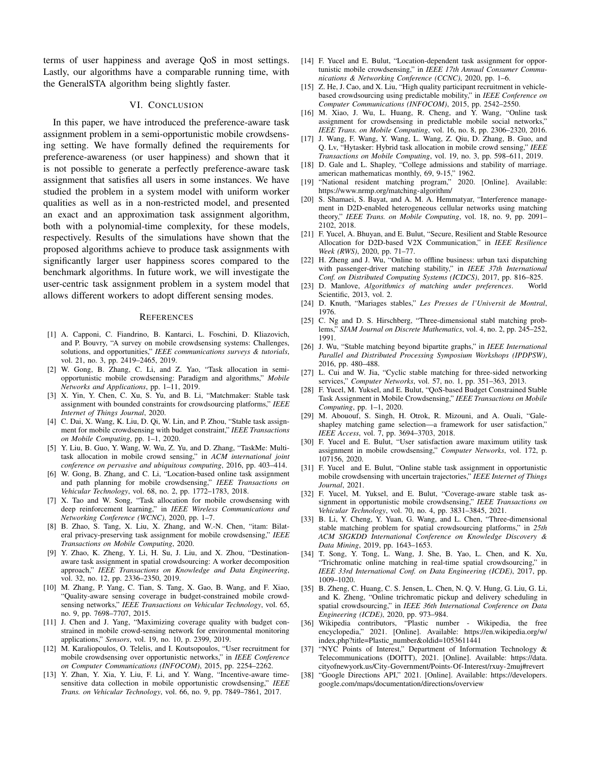terms of user happiness and average QoS in most settings. Lastly, our algorithms have a comparable running time, with the GeneralSTA algorithm being slightly faster.

## VI. Conclusion

In this paper, we have introduced the preference-aware task assignment problem in a semi-opportunistic mobile crowdsensing setting. We have formally defined the requirements for preference-awareness (or user happiness) and shown that it is not possible to generate a perfectly preference-aware task assignment that satisfies all users in some instances. We have studied the problem in a system model with uniform worker qualities as well as in a non-restricted model, and presented an exact and an approximation task assignment algorithm, both with a polynomial-time complexity, for these models, respectively. Results of the simulations have shown that the proposed algorithms achieve to produce task assignments with significantly larger user happiness scores compared to the benchmark algorithms. In future work, we will investigate the user-centric task assignment problem in a system model that allows different workers to adopt different sensing modes.

## References

[1] A. Capponi, C. Fiandrino, B. Kantarci, L. Foschini, D. Kliazovich, and P. Bouvry, "A survey on mobile crowdsensing systems: Challenges, solutions, and opportunities," *IEEE communications surveys & tutorials*, vol. 21, no. 3, pp. 2419–2465, 2019.

[2] W. Gong, B. Zhang, C. Li, and Z. Yao, "Task allocation in semi-opportunistic mobile crowdsensing: Paradigm and algorithms," *Mobile Networks and Applications*, pp. 1–11, 2019.

[3] X. Yin, Y. Chen, C. Xu, S. Yu, and B. Li, "Matchmaker: Stable task assignment with bounded constraints for crowdsourcing platforms," *IEEE Internet of Things Journal*, 2020.

[4] C. Dai, X. Wang, K. Liu, D. Qi, W. Lin, and P. Zhou, "Stable task assignment for mobile crowdsensing with budget constraint," *IEEE Transactions on Mobile Computing*, pp. 1–1, 2020.

[5] Y. Liu, B. Guo, Y. Wang, W. Wu, Z. Yu, and D. Zhang, "TaskMe: Multi-task allocation in mobile crowd sensing," in *ACM international joint conference on pervasive and ubiquitous computing*, 2016, pp. 403–414.

[6] W. Gong, B. Zhang, and C. Li, "Location-based online task assignment and path planning for mobile crowdsensing," *IEEE Transactions on Vehicular Technology*, vol. 68, no. 2, pp. 1772–1783, 2018.

[7] X. Tao and W. Song, "Task allocation for mobile crowdsensing with deep reinforcement learning," in *IEEE Wireless Communications and Networking Conference (WCNC)*, 2020, pp. 1–7.

[8] B. Zhao, S. Tang, X. Liu, X. Zhang, and W.-N. Chen, "itam: Bilateral privacy-preserving task assignment for mobile crowdsensing," *IEEE Transactions on Mobile Computing*, 2020.

[9] Y. Zhao, K. Zheng, Y. Li, H. Su, J. Liu, and X. Zhou, "Destination-aware task assignment in spatial crowdsourcing: A worker decomposition approach," *IEEE Transactions on Knowledge and Data Engineering*, vol. 32, no. 12, pp. 2336–2350, 2019.

[10] M. Zhang, P. Yang, C. Tian, S. Tang, X. Gao, B. Wang, and F. Xiao, "Quality-aware sensing coverage in budget-constrained mobile crowdsensing networks," *IEEE Transactions on Vehicular Technology*, vol. 65, no. 9, pp. 7698–7707, 2015.

[11] J. Chen and J. Yang, "Maximizing coverage quality with budget constrained in mobile crowd-sensing network for environmental monitoring applications," *Sensors*, vol. 19, no. 10, p. 2399, 2019.

[12] M. Karaliopoulos, O. Telelis, and I. Koutsopoulos, "User recruitment for mobile crowdsensing over opportunistic networks," in *IEEE Conference on Computer Communications (INFOCOM)*, 2015, pp. 2254–2262.

[13] Y. Zhan, Y. Xia, Y. Liu, F. Li, and Y. Wang, "Incentive-aware time-sensitive data collection in mobile opportunistic crowdsensing," *IEEE Trans. on Vehicular Technology*, vol. 66, no. 9, pp. 7849–7861, 2017.

[14] F. Yucel and E. Bulut, "Location-dependent task assignment for opportunistic mobile crowdsensing," in *IEEE 17th Annual Consumer Communications & Networking Conference (CCNC)*, 2020, pp. 1–6.

[15] Z. He, J. Cao, and X. Liu, "High quality participant recruitment in vehicle-based crowdsourcing using predictable mobility," in *IEEE Conference on Computer Communications (INFOCOM)*, 2015, pp. 2542–2550.

[16] M. Xiao, J. Wu, L. Huang, R. Cheng, and Y. Wang, "Online task assignment for crowdsensing in predictable mobile social networks," *IEEE Trans. on Mobile Computing*, vol. 16, no. 8, pp. 2306–2320, 2016.

[17] J. Wang, F. Wang, Y. Wang, L. Wang, Z. Qiu, D. Zhang, B. Guo, and Q. Lv, "Hytasker: Hybrid task allocation in mobile crowd sensing," *IEEE Transactions on Mobile Computing*, vol. 19, no. 3, pp. 598–611, 2019.

[18] D. Gale and L. Shapley, "College admissions and stability of marriage. american mathematicas monthly, 69, 9-15," 1962.

[19] "National resident matching program," 2020. [Online]. Available: https://www.nrmp.org/matching-algorithm/

[20] S. Shamaei, S. Bayat, and A. M. A. Hemmatyar, "Interference management in D2D-enabled heterogeneous cellular networks using matching theory," *IEEE Trans. on Mobile Computing*, vol. 18, no. 9, pp. 2091–2102, 2018.

[21] F. Yucel, A. Bhuyan, and E. Bulut, "Secure, Resilient and Stable Resource Allocation for D2D-based V2X Communication," in *IEEE Resilience Week (RWS)*, 2020, pp. 71–77.

[22] H. Zheng and J. Wu, "Online to offline business: urban taxi dispatching with passenger-driver matching stability," in *IEEE 37th International Conf. on Distributed Computing Systems (ICDCS)*, 2017, pp. 816–825.

[23] D. Manlove, *Algorithmics of matching under preferences*. World Scientific, 2013, vol. 2.

[24] D. Knuth, "Mariages stables," *Les Presses de l'Universit de Montral*, 1976.

[25] C. Ng and D. S. Hirschberg, "Three-dimensional stabl matching problems," *SIAM Journal on Discrete Mathematics*, vol. 4, no. 2, pp. 245–252, 1991.

[26] J. Wu, "Stable matching beyond bipartite graphs," in *IEEE International Parallel and Distributed Processing Symposium Workshops (IPDPSW)*, 2016, pp. 480–488.

[27] L. Cui and W. Jia, "Cyclic stable matching for three-sided networking services," *Computer Networks*, vol. 57, no. 1, pp. 351–363, 2013.

[28] F. Yucel, M. Yuksel, and E. Bulut, "QoS-based Budget Constrained Stable Task Assignment in Mobile Crowdsensing," *IEEE Transactions on Mobile Computing*, pp. 1–1, 2020.

[29] M. Abououf, S. Singh, H. Otrok, R. Mizouni, and A. Ouali, "Gale-shapley matching game selection—a framework for user satisfaction," *IEEE Access*, vol. 7, pp. 3694–3703, 2018.

[30] F. Yucel and E. Bulut, "User satisfaction aware maximum utility task assignment in mobile crowdsensing," *Computer Networks*, vol. 172, p. 107156, 2020.

[31] F. Yucel and E. Bulut, "Online stable task assignment in opportunistic mobile crowdsensing with uncertain trajectories," *IEEE Internet of Things Journal*, 2021.

[32] F. Yucel, M. Yuksel, and E. Bulut, "Coverage-aware stable task assignment in opportunistic mobile crowdsensing," *IEEE Transactions on Vehicular Technology*, vol. 70, no. 4, pp. 3831–3845, 2021.

[33] B. Li, Y. Cheng, Y. Yuan, G. Wang, and L. Chen, "Three-dimensional stable matching problem for spatial crowdsourcing platforms," in *25th ACM SIGKDD International Conference on Knowledge Discovery & Data Mining*, 2019, pp. 1643–1653.

[34] T. Song, Y. Tong, L. Wang, J. She, B. Yao, L. Chen, and K. Xu, "Trichromatic online matching in real-time spatial crowdsourcing," in *IEEE 33rd International Conf. on Data Engineering (ICDE)*, 2017, pp. 1009–1020.

[35] B. Zheng, C. Huang, C. S. Jensen, L. Chen, N. Q. V. Hung, G. Liu, G. Li, and K. Zheng, "Online trichromatic pickup and delivery scheduling in spatial crowdsourcing," in *IEEE 36th International Conference on Data Engineering (ICDE)*, 2020, pp. 973–984.

[36] Wikipedia contributors, "Plastic number - Wikipedia, the free encyclopedia," 2021. [Online]. Available: https://en.wikipedia.org/w/index.php?title=Plastic_number&oldid=1053611441

[37] "NYC Points of Interest," Department of Information Technology & Telecommunications (DOITT), 2021. [Online]. Available: https://data.cityofnewyork.us/City-Government/Points-Of-Interest/rxuy-2muj#revert

[38] "Google Directions API," 2021. [Online]. Available: https://developers.google.com/maps/documentation/directions/overview